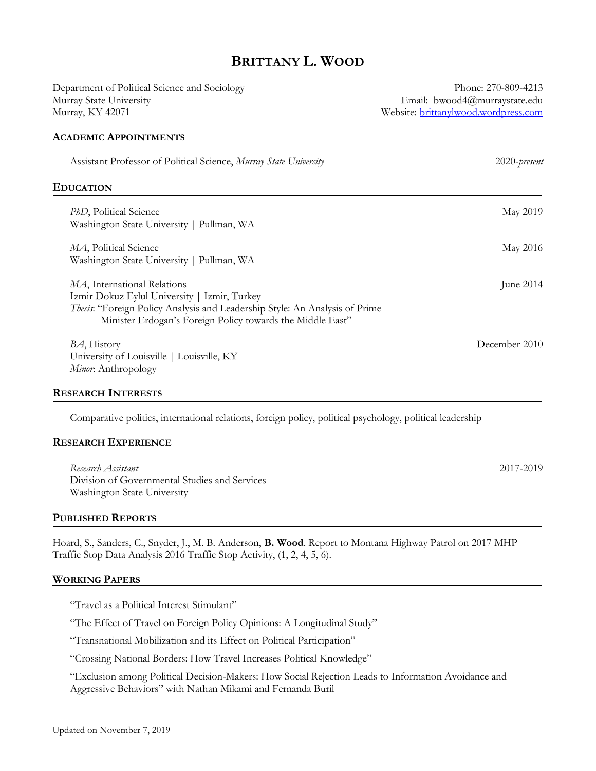# Brittany L. Wood

Department of Political Science and Sociology
Murray State University
Murray, KY 42071

Phone: 270-809-4213
Email: bwood4@murraystate.edu
Website: brittanylwood.wordpress.com

## Academic Appointments

Assistant Professor of Political Science, *Murray State University* — 2020-*present*

## Education

*PhD*, Political Science — May 2019
Washington State University | Pullman, WA

*MA*, Political Science — May 2016
Washington State University | Pullman, WA

*MA*, International Relations — June 2014
Izmir Dokuz Eylul University | Izmir, Turkey
*Thesis*: "Foreign Policy Analysis and Leadership Style: An Analysis of Prime Minister Erdogan's Foreign Policy towards the Middle East"

*BA*, History — December 2010
University of Louisville | Louisville, KY
*Minor*: Anthropology

## Research Interests

Comparative politics, international relations, foreign policy, political psychology, political leadership

## Research Experience

*Research Assistant* — 2017-2019
Division of Governmental Studies and Services
Washington State University

## Published Reports

Hoard, S., Sanders, C., Snyder, J., M. B. Anderson, **B. Wood**. Report to Montana Highway Patrol on 2017 MHP Traffic Stop Data Analysis 2016 Traffic Stop Activity, (1, 2, 4, 5, 6).

## Working Papers

"Travel as a Political Interest Stimulant"

"The Effect of Travel on Foreign Policy Opinions: A Longitudinal Study"

"Transnational Mobilization and its Effect on Political Participation"

"Crossing National Borders: How Travel Increases Political Knowledge"

"Exclusion among Political Decision-Makers: How Social Rejection Leads to Information Avoidance and Aggressive Behaviors" with Nathan Mikami and Fernanda Buril

Updated on November 7, 2019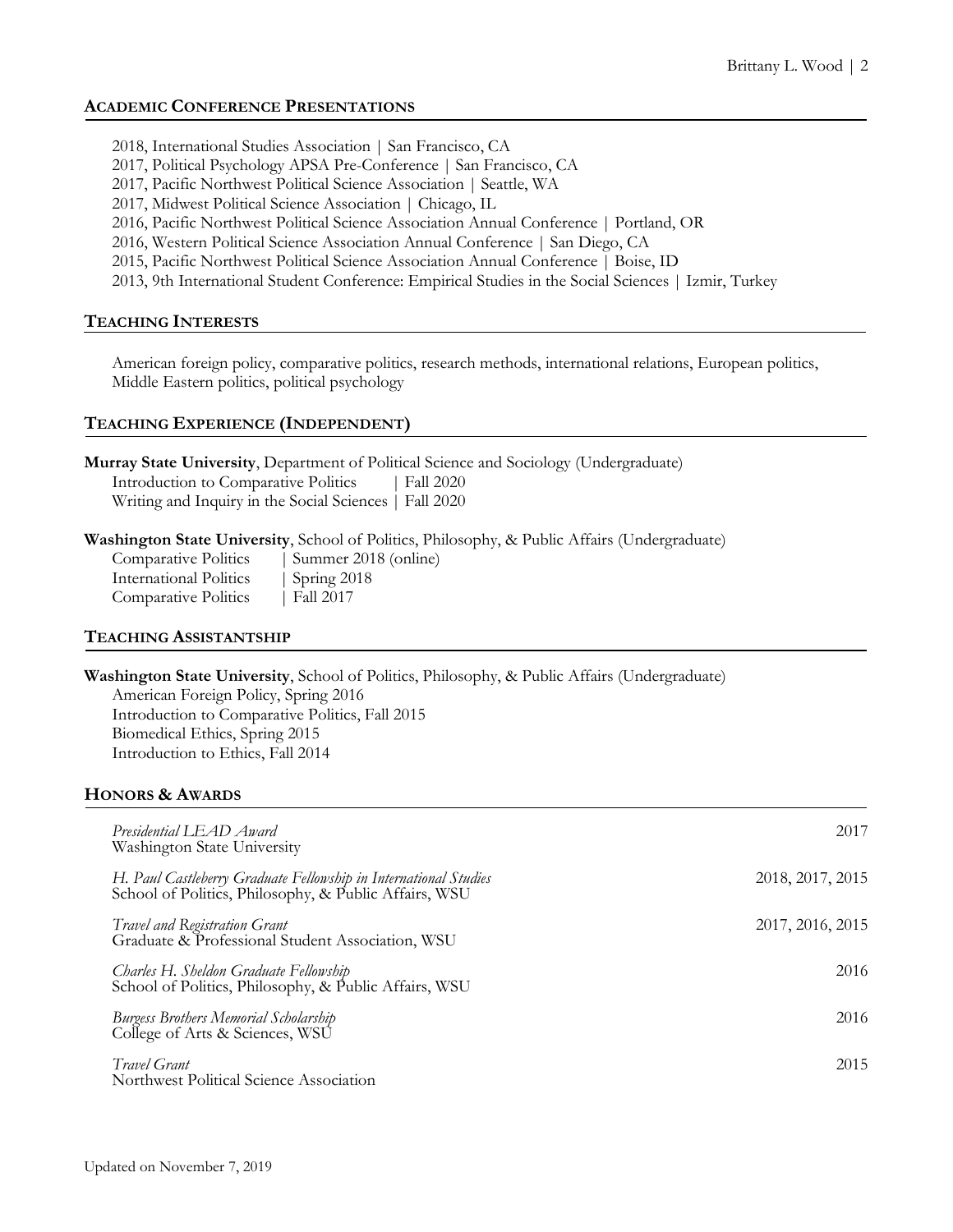## Academic Conference Presentations

2018, International Studies Association | San Francisco, CA
2017, Political Psychology APSA Pre-Conference | San Francisco, CA
2017, Pacific Northwest Political Science Association | Seattle, WA
2017, Midwest Political Science Association | Chicago, IL
2016, Pacific Northwest Political Science Association Annual Conference | Portland, OR
2016, Western Political Science Association Annual Conference | San Diego, CA
2015, Pacific Northwest Political Science Association Annual Conference | Boise, ID
2013, 9th International Student Conference: Empirical Studies in the Social Sciences | Izmir, Turkey

## Teaching Interests

American foreign policy, comparative politics, research methods, international relations, European politics, Middle Eastern politics, political psychology

## Teaching Experience (Independent)

**Murray State University**, Department of Political Science and Sociology (Undergraduate)
Introduction to Comparative Politics | Fall 2020
Writing and Inquiry in the Social Sciences | Fall 2020

**Washington State University**, School of Politics, Philosophy, & Public Affairs (Undergraduate)
Comparative Politics | Summer 2018 (online)
International Politics | Spring 2018
Comparative Politics | Fall 2017

## Teaching Assistantship

**Washington State University**, School of Politics, Philosophy, & Public Affairs (Undergraduate)
American Foreign Policy, Spring 2016
Introduction to Comparative Politics, Fall 2015
Biomedical Ethics, Spring 2015
Introduction to Ethics, Fall 2014

## Honors & Awards

*Presidential LEAD Award* — 2017
Washington State University

*H. Paul Castleberry Graduate Fellowship in International Studies* — 2018, 2017, 2015
School of Politics, Philosophy, & Public Affairs, WSU

*Travel and Registration Grant* — 2017, 2016, 2015
Graduate & Professional Student Association, WSU

*Charles H. Sheldon Graduate Fellowship* — 2016
School of Politics, Philosophy, & Public Affairs, WSU

*Burgess Brothers Memorial Scholarship* — 2016
College of Arts & Sciences, WSU

*Travel Grant* — 2015
Northwest Political Science Association

Updated on November 7, 2019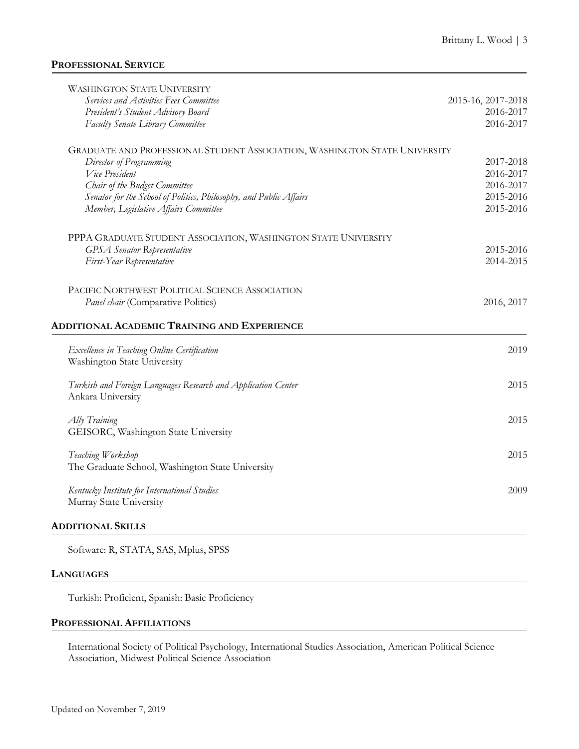## PROFESSIONAL SERVICE

WASHINGTON STATE UNIVERSITY

*Services and Activities Fees Committee* 2015-16, 2017-2018
*President's Student Advisory Board* 2016-2017
*Faculty Senate Library Committee* 2016-2017

GRADUATE AND PROFESSIONAL STUDENT ASSOCIATION, WASHINGTON STATE UNIVERSITY

*Director of Programming* 2017-2018
*Vice President* 2016-2017
*Chair of the Budget Committee* 2016-2017
*Senator for the School of Politics, Philosophy, and Public Affairs* 2015-2016
*Member, Legislative Affairs Committee* 2015-2016

PPPA GRADUATE STUDENT ASSOCIATION, WASHINGTON STATE UNIVERSITY

*GPSA Senator Representative* 2015-2016
*First-Year Representative* 2014-2015

PACIFIC NORTHWEST POLITICAL SCIENCE ASSOCIATION

*Panel chair* (Comparative Politics) 2016, 2017

## ADDITIONAL ACADEMIC TRAINING AND EXPERIENCE

*Excellence in Teaching Online Certification* 2019
Washington State University

*Turkish and Foreign Languages Research and Application Center* 2015
Ankara University

*Ally Training* 2015
GEISORC, Washington State University

*Teaching Workshop* 2015
The Graduate School, Washington State University

*Kentucky Institute for International Studies* 2009
Murray State University

## ADDITIONAL SKILLS

Software: R, STATA, SAS, Mplus, SPSS

## LANGUAGES

Turkish: Proficient, Spanish: Basic Proficiency

## PROFESSIONAL AFFILIATIONS

International Society of Political Psychology, International Studies Association, American Political Science Association, Midwest Political Science Association

Updated on November 7, 2019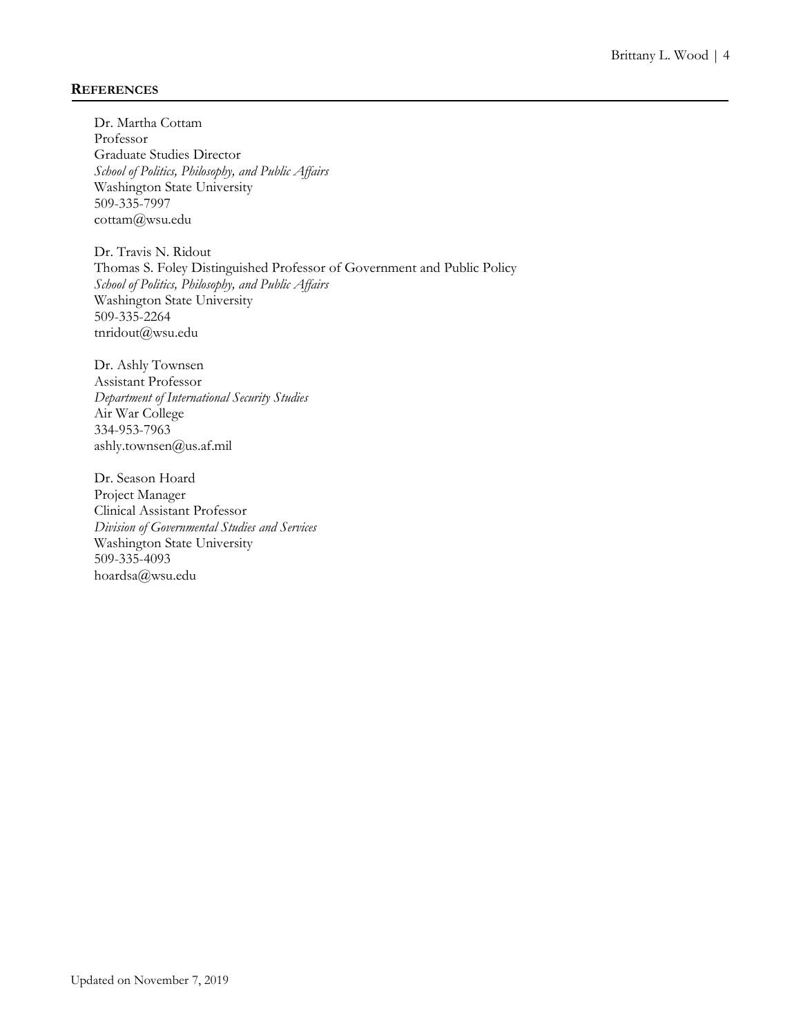## REFERENCES

Dr. Martha Cottam
Professor
Graduate Studies Director
*School of Politics, Philosophy, and Public Affairs*
Washington State University
509-335-7997
cottam@wsu.edu

Dr. Travis N. Ridout
Thomas S. Foley Distinguished Professor of Government and Public Policy
*School of Politics, Philosophy, and Public Affairs*
Washington State University
509-335-2264
tnridout@wsu.edu

Dr. Ashly Townsen
Assistant Professor
*Department of International Security Studies*
Air War College
334-953-7963
ashly.townsen@us.af.mil

Dr. Season Hoard
Project Manager
Clinical Assistant Professor
*Division of Governmental Studies and Services*
Washington State University
509-335-4093
hoardsa@wsu.edu

Updated on November 7, 2019